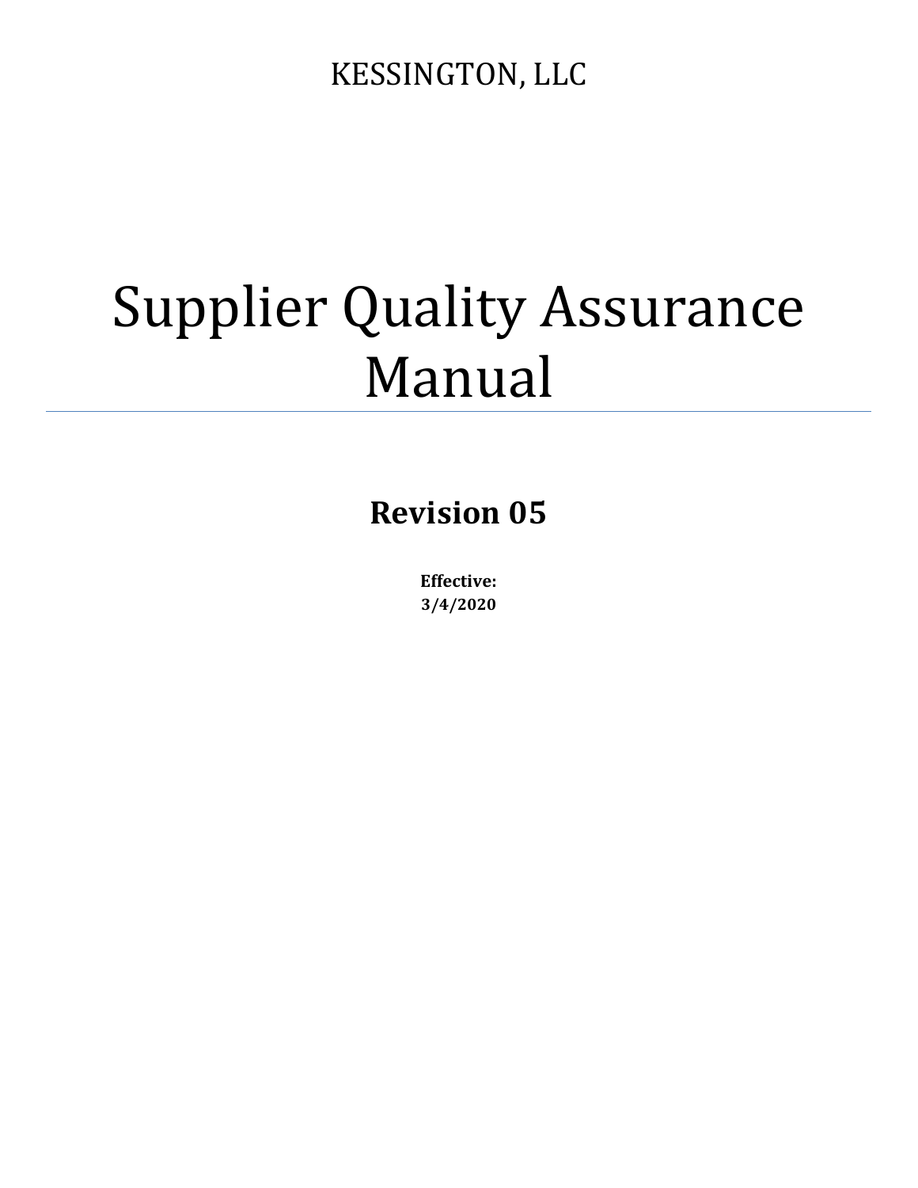KESSINGTON, LLC

# Supplier Quality Assurance Manual

## Revision 05

**Effective:**
**3/4/2020**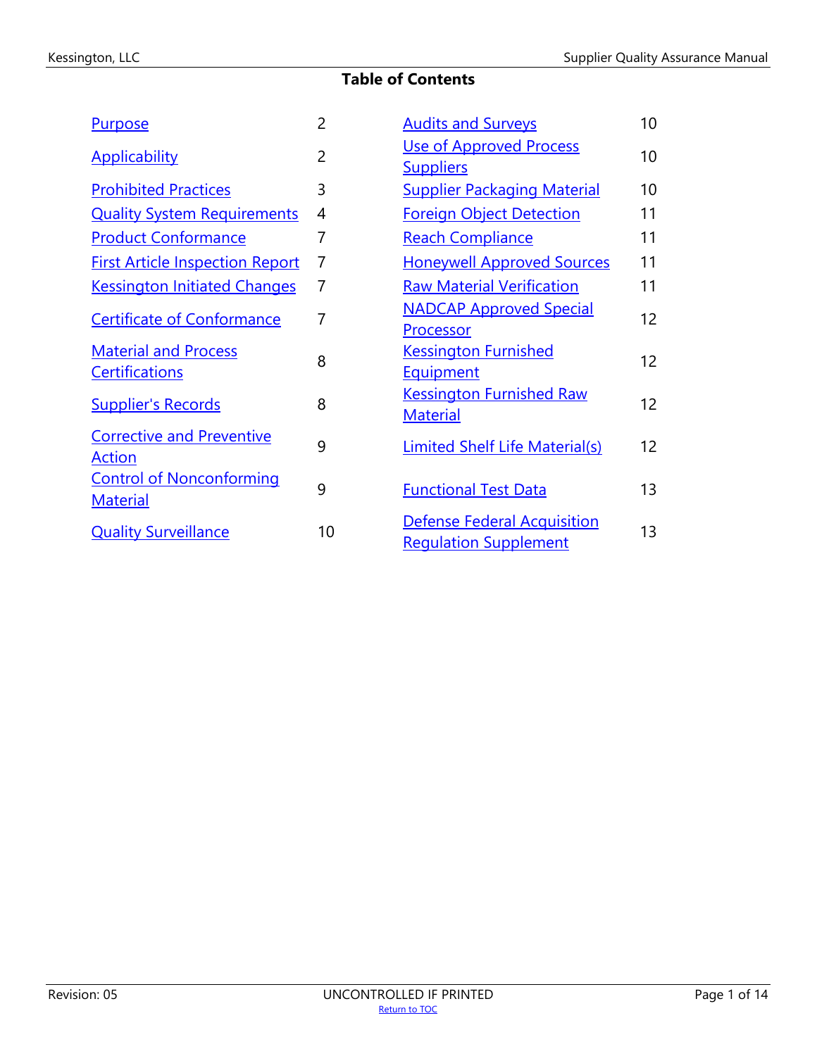# Table of Contents

| | | | |
|---|---|---|---|
| Purpose | 2 | Audits and Surveys | 10 |
| Applicability | 2 | Use of Approved Process Suppliers | 10 |
| Prohibited Practices | 3 | Supplier Packaging Material | 10 |
| Quality System Requirements | 4 | Foreign Object Detection | 11 |
| Product Conformance | 7 | Reach Compliance | 11 |
| First Article Inspection Report | 7 | Honeywell Approved Sources | 11 |
| Kessington Initiated Changes | 7 | Raw Material Verification | 11 |
| Certificate of Conformance | 7 | NADCAP Approved Special Processor | 12 |
| Material and Process Certifications | 8 | Kessington Furnished Equipment | 12 |
| Supplier's Records | 8 | Kessington Furnished Raw Material | 12 |
| Corrective and Preventive Action | 9 | Limited Shelf Life Material(s) | 12 |
| Control of Nonconforming Material | 9 | Functional Test Data | 13 |
| Quality Surveillance | 10 | Defense Federal Acquisition Regulation Supplement | 13 |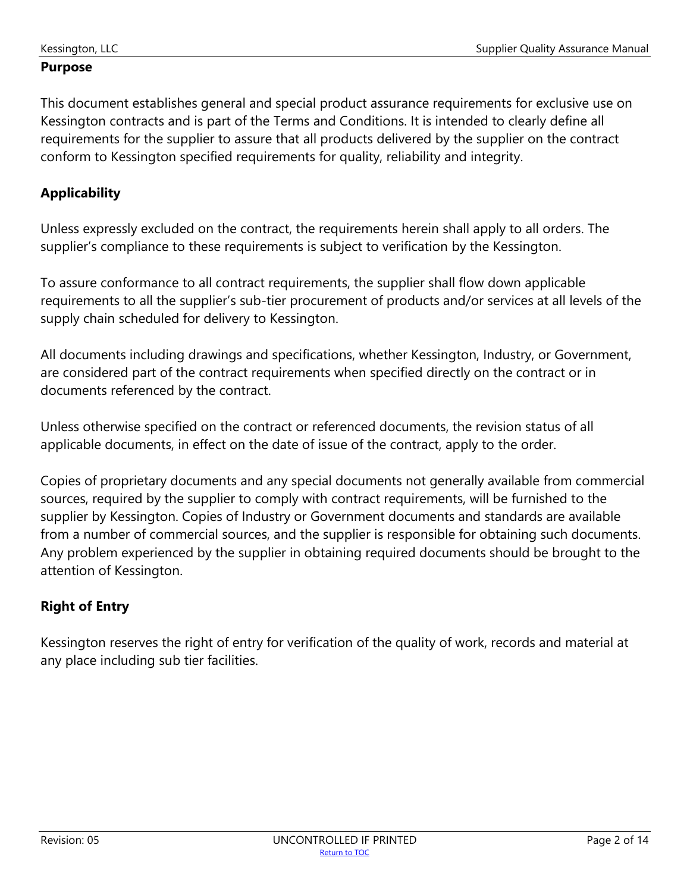## Purpose

This document establishes general and special product assurance requirements for exclusive use on Kessington contracts and is part of the Terms and Conditions. It is intended to clearly define all requirements for the supplier to assure that all products delivered by the supplier on the contract conform to Kessington specified requirements for quality, reliability and integrity.

## Applicability

Unless expressly excluded on the contract, the requirements herein shall apply to all orders. The supplier's compliance to these requirements is subject to verification by the Kessington.

To assure conformance to all contract requirements, the supplier shall flow down applicable requirements to all the supplier's sub-tier procurement of products and/or services at all levels of the supply chain scheduled for delivery to Kessington.

All documents including drawings and specifications, whether Kessington, Industry, or Government, are considered part of the contract requirements when specified directly on the contract or in documents referenced by the contract.

Unless otherwise specified on the contract or referenced documents, the revision status of all applicable documents, in effect on the date of issue of the contract, apply to the order.

Copies of proprietary documents and any special documents not generally available from commercial sources, required by the supplier to comply with contract requirements, will be furnished to the supplier by Kessington. Copies of Industry or Government documents and standards are available from a number of commercial sources, and the supplier is responsible for obtaining such documents. Any problem experienced by the supplier in obtaining required documents should be brought to the attention of Kessington.

## Right of Entry

Kessington reserves the right of entry for verification of the quality of work, records and material at any place including sub tier facilities.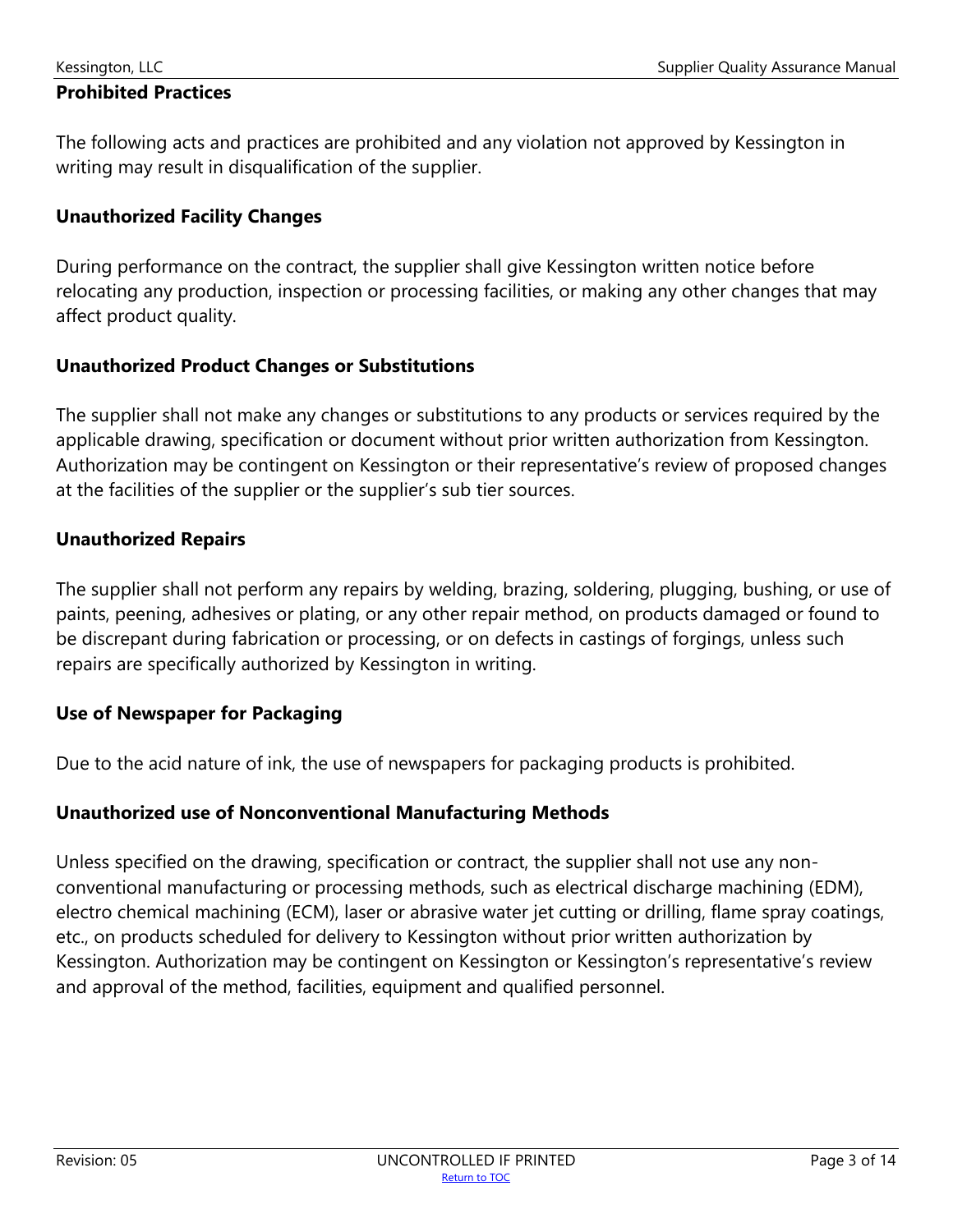## Prohibited Practices

The following acts and practices are prohibited and any violation not approved by Kessington in writing may result in disqualification of the supplier.

### Unauthorized Facility Changes

During performance on the contract, the supplier shall give Kessington written notice before relocating any production, inspection or processing facilities, or making any other changes that may affect product quality.

### Unauthorized Product Changes or Substitutions

The supplier shall not make any changes or substitutions to any products or services required by the applicable drawing, specification or document without prior written authorization from Kessington. Authorization may be contingent on Kessington or their representative's review of proposed changes at the facilities of the supplier or the supplier's sub tier sources.

### Unauthorized Repairs

The supplier shall not perform any repairs by welding, brazing, soldering, plugging, bushing, or use of paints, peening, adhesives or plating, or any other repair method, on products damaged or found to be discrepant during fabrication or processing, or on defects in castings of forgings, unless such repairs are specifically authorized by Kessington in writing.

### Use of Newspaper for Packaging

Due to the acid nature of ink, the use of newspapers for packaging products is prohibited.

### Unauthorized use of Nonconventional Manufacturing Methods

Unless specified on the drawing, specification or contract, the supplier shall not use any non-conventional manufacturing or processing methods, such as electrical discharge machining (EDM), electro chemical machining (ECM), laser or abrasive water jet cutting or drilling, flame spray coatings, etc., on products scheduled for delivery to Kessington without prior written authorization by Kessington. Authorization may be contingent on Kessington or Kessington's representative's review and approval of the method, facilities, equipment and qualified personnel.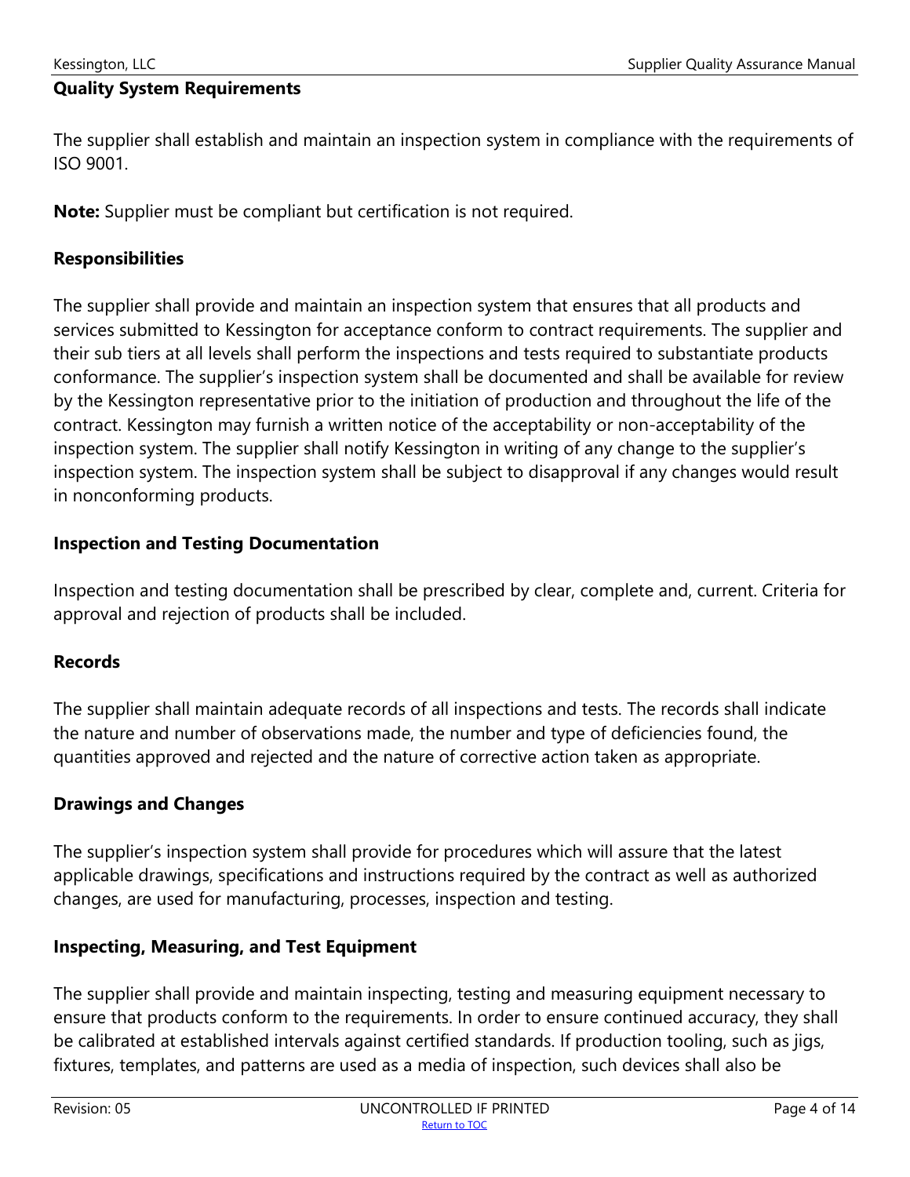**Quality System Requirements**

The supplier shall establish and maintain an inspection system in compliance with the requirements of ISO 9001.

**Note:** Supplier must be compliant but certification is not required.

**Responsibilities**

The supplier shall provide and maintain an inspection system that ensures that all products and services submitted to Kessington for acceptance conform to contract requirements. The supplier and their sub tiers at all levels shall perform the inspections and tests required to substantiate products conformance. The supplier's inspection system shall be documented and shall be available for review by the Kessington representative prior to the initiation of production and throughout the life of the contract. Kessington may furnish a written notice of the acceptability or non-acceptability of the inspection system. The supplier shall notify Kessington in writing of any change to the supplier's inspection system. The inspection system shall be subject to disapproval if any changes would result in nonconforming products.

**Inspection and Testing Documentation**

Inspection and testing documentation shall be prescribed by clear, complete and, current. Criteria for approval and rejection of products shall be included.

**Records**

The supplier shall maintain adequate records of all inspections and tests. The records shall indicate the nature and number of observations made, the number and type of deficiencies found, the quantities approved and rejected and the nature of corrective action taken as appropriate.

**Drawings and Changes**

The supplier's inspection system shall provide for procedures which will assure that the latest applicable drawings, specifications and instructions required by the contract as well as authorized changes, are used for manufacturing, processes, inspection and testing.

**Inspecting, Measuring, and Test Equipment**

The supplier shall provide and maintain inspecting, testing and measuring equipment necessary to ensure that products conform to the requirements. In order to ensure continued accuracy, they shall be calibrated at established intervals against certified standards. If production tooling, such as jigs, fixtures, templates, and patterns are used as a media of inspection, such devices shall also be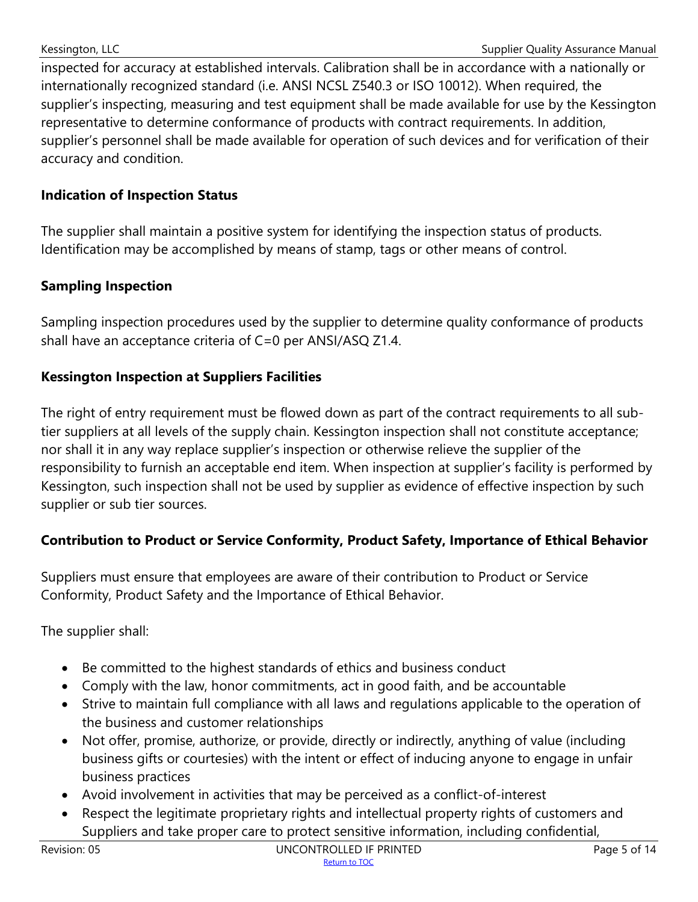inspected for accuracy at established intervals. Calibration shall be in accordance with a nationally or internationally recognized standard (i.e. ANSI NCSL Z540.3 or ISO 10012). When required, the supplier's inspecting, measuring and test equipment shall be made available for use by the Kessington representative to determine conformance of products with contract requirements. In addition, supplier's personnel shall be made available for operation of such devices and for verification of their accuracy and condition.

**Indication of Inspection Status**

The supplier shall maintain a positive system for identifying the inspection status of products. Identification may be accomplished by means of stamp, tags or other means of control.

**Sampling Inspection**

Sampling inspection procedures used by the supplier to determine quality conformance of products shall have an acceptance criteria of C=0 per ANSI/ASQ Z1.4.

**Kessington Inspection at Suppliers Facilities**

The right of entry requirement must be flowed down as part of the contract requirements to all sub-tier suppliers at all levels of the supply chain. Kessington inspection shall not constitute acceptance; nor shall it in any way replace supplier's inspection or otherwise relieve the supplier of the responsibility to furnish an acceptable end item. When inspection at supplier's facility is performed by Kessington, such inspection shall not be used by supplier as evidence of effective inspection by such supplier or sub tier sources.

**Contribution to Product or Service Conformity, Product Safety, Importance of Ethical Behavior**

Suppliers must ensure that employees are aware of their contribution to Product or Service Conformity, Product Safety and the Importance of Ethical Behavior.

The supplier shall:

- Be committed to the highest standards of ethics and business conduct
- Comply with the law, honor commitments, act in good faith, and be accountable
- Strive to maintain full compliance with all laws and regulations applicable to the operation of the business and customer relationships
- Not offer, promise, authorize, or provide, directly or indirectly, anything of value (including business gifts or courtesies) with the intent or effect of inducing anyone to engage in unfair business practices
- Avoid involvement in activities that may be perceived as a conflict-of-interest
- Respect the legitimate proprietary rights and intellectual property rights of customers and Suppliers and take proper care to protect sensitive information, including confidential,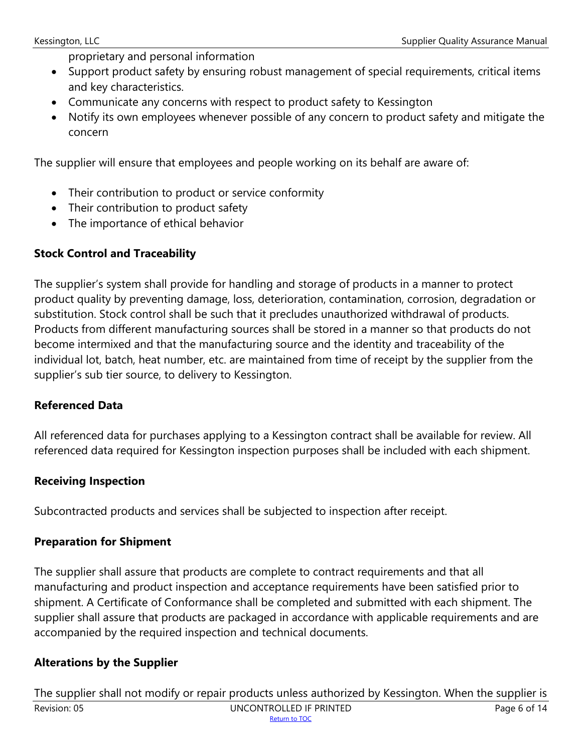proprietary and personal information

- Support product safety by ensuring robust management of special requirements, critical items and key characteristics.
- Communicate any concerns with respect to product safety to Kessington
- Notify its own employees whenever possible of any concern to product safety and mitigate the concern

The supplier will ensure that employees and people working on its behalf are aware of:

- Their contribution to product or service conformity
- Their contribution to product safety
- The importance of ethical behavior

**Stock Control and Traceability**

The supplier's system shall provide for handling and storage of products in a manner to protect product quality by preventing damage, loss, deterioration, contamination, corrosion, degradation or substitution. Stock control shall be such that it precludes unauthorized withdrawal of products. Products from different manufacturing sources shall be stored in a manner so that products do not become intermixed and that the manufacturing source and the identity and traceability of the individual lot, batch, heat number, etc. are maintained from time of receipt by the supplier from the supplier's sub tier source, to delivery to Kessington.

**Referenced Data**

All referenced data for purchases applying to a Kessington contract shall be available for review. All referenced data required for Kessington inspection purposes shall be included with each shipment.

**Receiving Inspection**

Subcontracted products and services shall be subjected to inspection after receipt.

**Preparation for Shipment**

The supplier shall assure that products are complete to contract requirements and that all manufacturing and product inspection and acceptance requirements have been satisfied prior to shipment. A Certificate of Conformance shall be completed and submitted with each shipment. The supplier shall assure that products are packaged in accordance with applicable requirements and are accompanied by the required inspection and technical documents.

**Alterations by the Supplier**

The supplier shall not modify or repair products unless authorized by Kessington. When the supplier is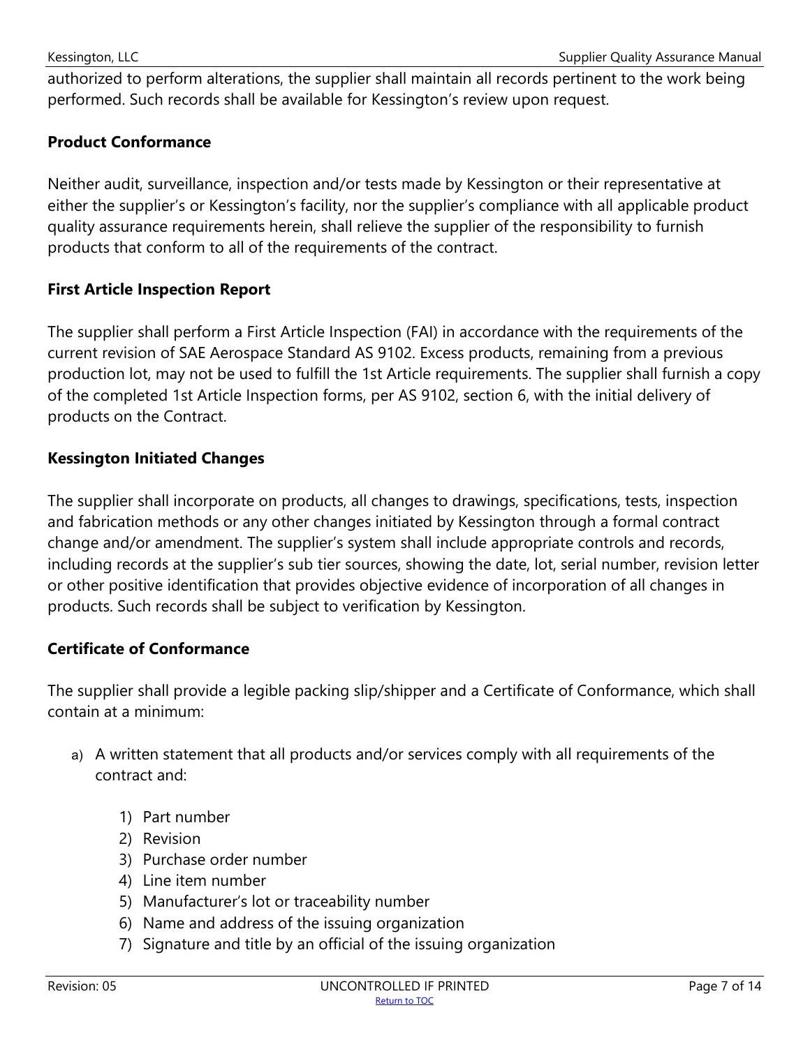authorized to perform alterations, the supplier shall maintain all records pertinent to the work being performed. Such records shall be available for Kessington's review upon request.

### Product Conformance

Neither audit, surveillance, inspection and/or tests made by Kessington or their representative at either the supplier's or Kessington's facility, nor the supplier's compliance with all applicable product quality assurance requirements herein, shall relieve the supplier of the responsibility to furnish products that conform to all of the requirements of the contract.

### First Article Inspection Report

The supplier shall perform a First Article Inspection (FAI) in accordance with the requirements of the current revision of SAE Aerospace Standard AS 9102. Excess products, remaining from a previous production lot, may not be used to fulfill the 1st Article requirements. The supplier shall furnish a copy of the completed 1st Article Inspection forms, per AS 9102, section 6, with the initial delivery of products on the Contract.

### Kessington Initiated Changes

The supplier shall incorporate on products, all changes to drawings, specifications, tests, inspection and fabrication methods or any other changes initiated by Kessington through a formal contract change and/or amendment. The supplier's system shall include appropriate controls and records, including records at the supplier's sub tier sources, showing the date, lot, serial number, revision letter or other positive identification that provides objective evidence of incorporation of all changes in products. Such records shall be subject to verification by Kessington.

### Certificate of Conformance

The supplier shall provide a legible packing slip/shipper and a Certificate of Conformance, which shall contain at a minimum:

a) A written statement that all products and/or services comply with all requirements of the contract and:

    1) Part number
    2) Revision
    3) Purchase order number
    4) Line item number
    5) Manufacturer's lot or traceability number
    6) Name and address of the issuing organization
    7) Signature and title by an official of the issuing organization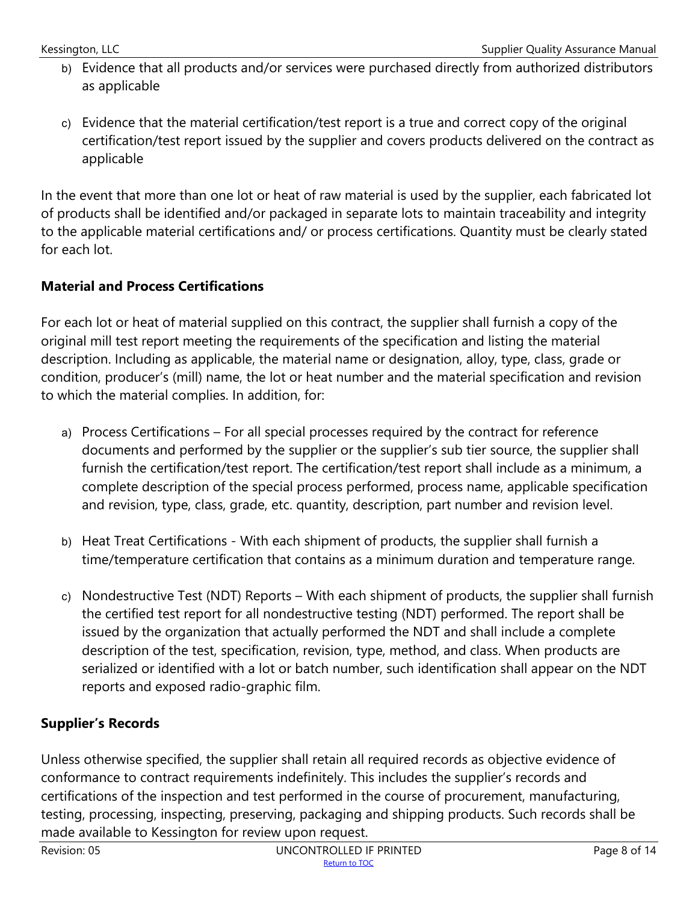b) Evidence that all products and/or services were purchased directly from authorized distributors as applicable

c) Evidence that the material certification/test report is a true and correct copy of the original certification/test report issued by the supplier and covers products delivered on the contract as applicable

In the event that more than one lot or heat of raw material is used by the supplier, each fabricated lot of products shall be identified and/or packaged in separate lots to maintain traceability and integrity to the applicable material certifications and/ or process certifications. Quantity must be clearly stated for each lot.

### Material and Process Certifications

For each lot or heat of material supplied on this contract, the supplier shall furnish a copy of the original mill test report meeting the requirements of the specification and listing the material description. Including as applicable, the material name or designation, alloy, type, class, grade or condition, producer's (mill) name, the lot or heat number and the material specification and revision to which the material complies. In addition, for:

a) Process Certifications – For all special processes required by the contract for reference documents and performed by the supplier or the supplier's sub tier source, the supplier shall furnish the certification/test report. The certification/test report shall include as a minimum, a complete description of the special process performed, process name, applicable specification and revision, type, class, grade, etc. quantity, description, part number and revision level.

b) Heat Treat Certifications - With each shipment of products, the supplier shall furnish a time/temperature certification that contains as a minimum duration and temperature range.

c) Nondestructive Test (NDT) Reports – With each shipment of products, the supplier shall furnish the certified test report for all nondestructive testing (NDT) performed. The report shall be issued by the organization that actually performed the NDT and shall include a complete description of the test, specification, revision, type, method, and class. When products are serialized or identified with a lot or batch number, such identification shall appear on the NDT reports and exposed radio-graphic film.

### Supplier's Records

Unless otherwise specified, the supplier shall retain all required records as objective evidence of conformance to contract requirements indefinitely. This includes the supplier's records and certifications of the inspection and test performed in the course of procurement, manufacturing, testing, processing, inspecting, preserving, packaging and shipping products. Such records shall be made available to Kessington for review upon request.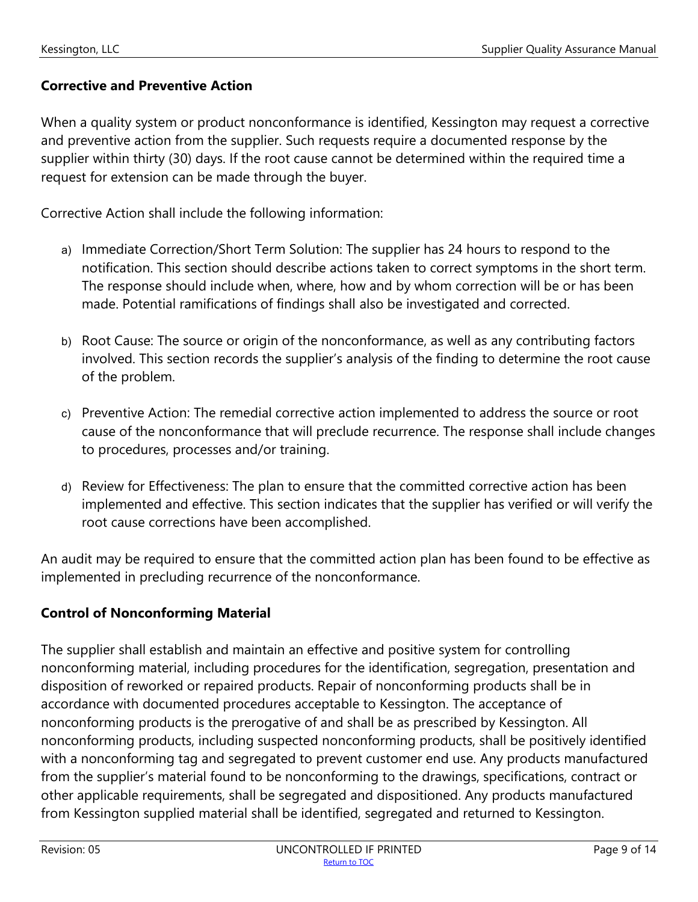## Corrective and Preventive Action

When a quality system or product nonconformance is identified, Kessington may request a corrective and preventive action from the supplier. Such requests require a documented response by the supplier within thirty (30) days. If the root cause cannot be determined within the required time a request for extension can be made through the buyer.

Corrective Action shall include the following information:

a) Immediate Correction/Short Term Solution: The supplier has 24 hours to respond to the notification. This section should describe actions taken to correct symptoms in the short term. The response should include when, where, how and by whom correction will be or has been made. Potential ramifications of findings shall also be investigated and corrected.

b) Root Cause: The source or origin of the nonconformance, as well as any contributing factors involved. This section records the supplier's analysis of the finding to determine the root cause of the problem.

c) Preventive Action: The remedial corrective action implemented to address the source or root cause of the nonconformance that will preclude recurrence. The response shall include changes to procedures, processes and/or training.

d) Review for Effectiveness: The plan to ensure that the committed corrective action has been implemented and effective. This section indicates that the supplier has verified or will verify the root cause corrections have been accomplished.

An audit may be required to ensure that the committed action plan has been found to be effective as implemented in precluding recurrence of the nonconformance.

## Control of Nonconforming Material

The supplier shall establish and maintain an effective and positive system for controlling nonconforming material, including procedures for the identification, segregation, presentation and disposition of reworked or repaired products. Repair of nonconforming products shall be in accordance with documented procedures acceptable to Kessington. The acceptance of nonconforming products is the prerogative of and shall be as prescribed by Kessington. All nonconforming products, including suspected nonconforming products, shall be positively identified with a nonconforming tag and segregated to prevent customer end use. Any products manufactured from the supplier's material found to be nonconforming to the drawings, specifications, contract or other applicable requirements, shall be segregated and dispositioned. Any products manufactured from Kessington supplied material shall be identified, segregated and returned to Kessington.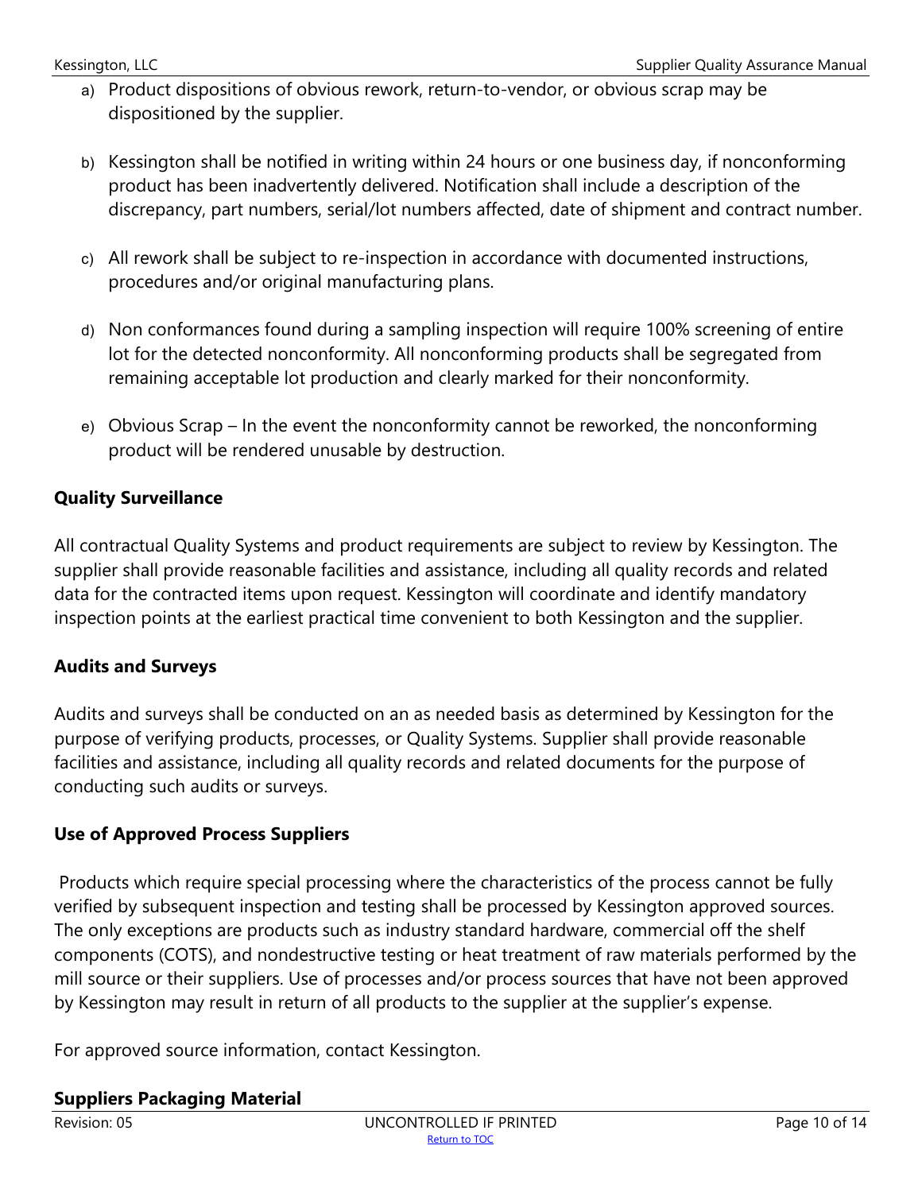a) Product dispositions of obvious rework, return-to-vendor, or obvious scrap may be dispositioned by the supplier.

b) Kessington shall be notified in writing within 24 hours or one business day, if nonconforming product has been inadvertently delivered. Notification shall include a description of the discrepancy, part numbers, serial/lot numbers affected, date of shipment and contract number.

c) All rework shall be subject to re-inspection in accordance with documented instructions, procedures and/or original manufacturing plans.

d) Non conformances found during a sampling inspection will require 100% screening of entire lot for the detected nonconformity. All nonconforming products shall be segregated from remaining acceptable lot production and clearly marked for their nonconformity.

e) Obvious Scrap – In the event the nonconformity cannot be reworked, the nonconforming product will be rendered unusable by destruction.

**Quality Surveillance**

All contractual Quality Systems and product requirements are subject to review by Kessington. The supplier shall provide reasonable facilities and assistance, including all quality records and related data for the contracted items upon request. Kessington will coordinate and identify mandatory inspection points at the earliest practical time convenient to both Kessington and the supplier.

**Audits and Surveys**

Audits and surveys shall be conducted on an as needed basis as determined by Kessington for the purpose of verifying products, processes, or Quality Systems. Supplier shall provide reasonable facilities and assistance, including all quality records and related documents for the purpose of conducting such audits or surveys.

**Use of Approved Process Suppliers**

Products which require special processing where the characteristics of the process cannot be fully verified by subsequent inspection and testing shall be processed by Kessington approved sources. The only exceptions are products such as industry standard hardware, commercial off the shelf components (COTS), and nondestructive testing or heat treatment of raw materials performed by the mill source or their suppliers. Use of processes and/or process sources that have not been approved by Kessington may result in return of all products to the supplier at the supplier's expense.

For approved source information, contact Kessington.

**Suppliers Packaging Material**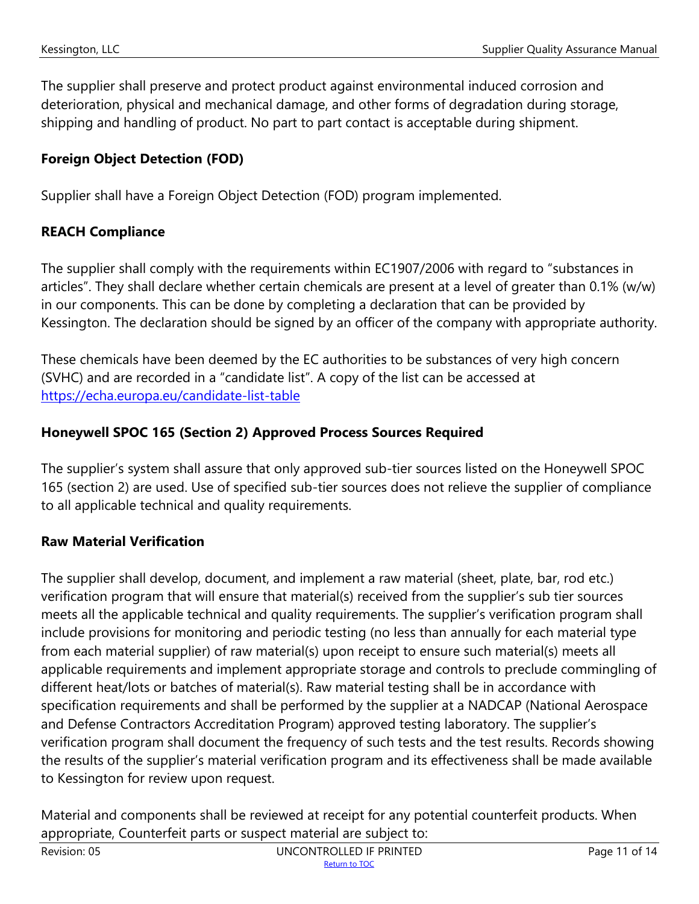The supplier shall preserve and protect product against environmental induced corrosion and deterioration, physical and mechanical damage, and other forms of degradation during storage, shipping and handling of product. No part to part contact is acceptable during shipment.

### Foreign Object Detection (FOD)

Supplier shall have a Foreign Object Detection (FOD) program implemented.

### REACH Compliance

The supplier shall comply with the requirements within EC1907/2006 with regard to "substances in articles". They shall declare whether certain chemicals are present at a level of greater than 0.1% (w/w) in our components. This can be done by completing a declaration that can be provided by Kessington. The declaration should be signed by an officer of the company with appropriate authority.

These chemicals have been deemed by the EC authorities to be substances of very high concern (SVHC) and are recorded in a "candidate list". A copy of the list can be accessed at https://echa.europa.eu/candidate-list-table

### Honeywell SPOC 165 (Section 2) Approved Process Sources Required

The supplier's system shall assure that only approved sub-tier sources listed on the Honeywell SPOC 165 (section 2) are used. Use of specified sub-tier sources does not relieve the supplier of compliance to all applicable technical and quality requirements.

### Raw Material Verification

The supplier shall develop, document, and implement a raw material (sheet, plate, bar, rod etc.) verification program that will ensure that material(s) received from the supplier's sub tier sources meets all the applicable technical and quality requirements. The supplier's verification program shall include provisions for monitoring and periodic testing (no less than annually for each material type from each material supplier) of raw material(s) upon receipt to ensure such material(s) meets all applicable requirements and implement appropriate storage and controls to preclude commingling of different heat/lots or batches of material(s). Raw material testing shall be in accordance with specification requirements and shall be performed by the supplier at a NADCAP (National Aerospace and Defense Contractors Accreditation Program) approved testing laboratory. The supplier's verification program shall document the frequency of such tests and the test results. Records showing the results of the supplier's material verification program and its effectiveness shall be made available to Kessington for review upon request.

Material and components shall be reviewed at receipt for any potential counterfeit products. When appropriate, Counterfeit parts or suspect material are subject to: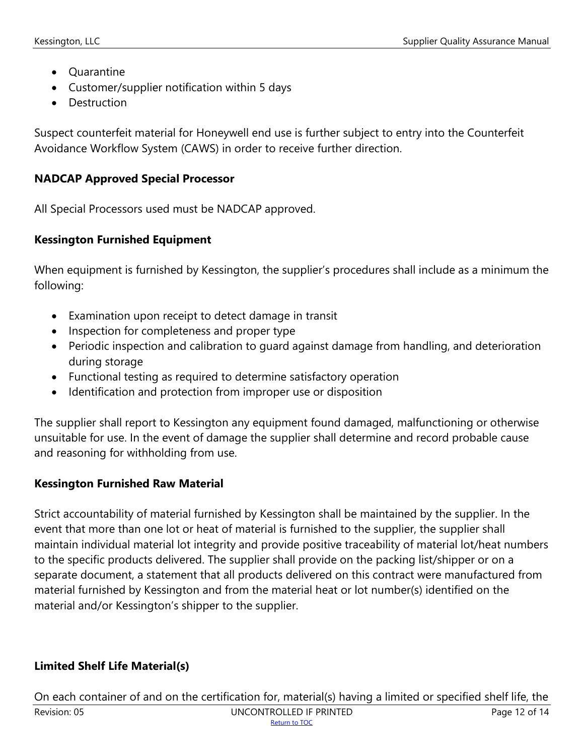- Quarantine
- Customer/supplier notification within 5 days
- Destruction

Suspect counterfeit material for Honeywell end use is further subject to entry into the Counterfeit Avoidance Workflow System (CAWS) in order to receive further direction.

**NADCAP Approved Special Processor**

All Special Processors used must be NADCAP approved.

**Kessington Furnished Equipment**

When equipment is furnished by Kessington, the supplier's procedures shall include as a minimum the following:

- Examination upon receipt to detect damage in transit
- Inspection for completeness and proper type
- Periodic inspection and calibration to guard against damage from handling, and deterioration during storage
- Functional testing as required to determine satisfactory operation
- Identification and protection from improper use or disposition

The supplier shall report to Kessington any equipment found damaged, malfunctioning or otherwise unsuitable for use. In the event of damage the supplier shall determine and record probable cause and reasoning for withholding from use.

**Kessington Furnished Raw Material**

Strict accountability of material furnished by Kessington shall be maintained by the supplier. In the event that more than one lot or heat of material is furnished to the supplier, the supplier shall maintain individual material lot integrity and provide positive traceability of material lot/heat numbers to the specific products delivered. The supplier shall provide on the packing list/shipper or on a separate document, a statement that all products delivered on this contract were manufactured from material furnished by Kessington and from the material heat or lot number(s) identified on the material and/or Kessington's shipper to the supplier.

**Limited Shelf Life Material(s)**

On each container of and on the certification for, material(s) having a limited or specified shelf life, the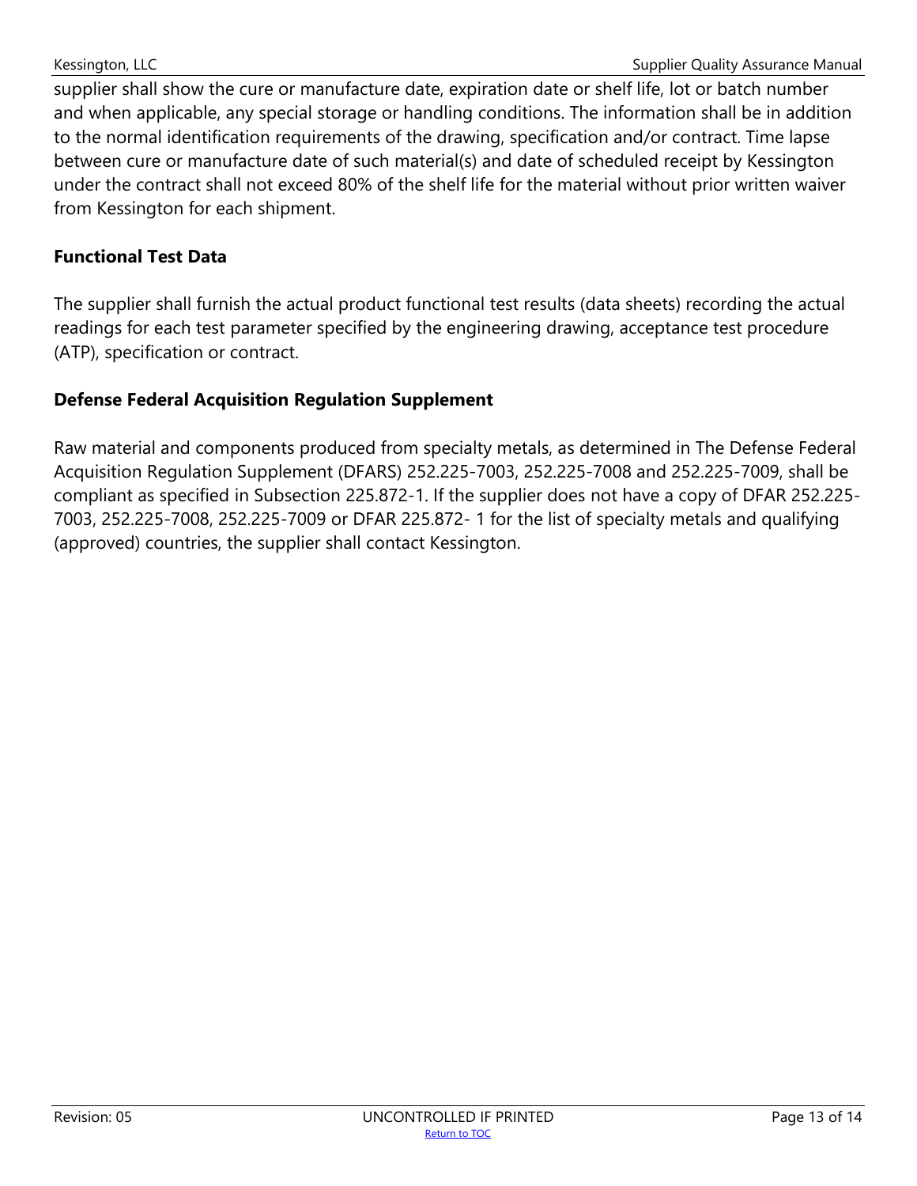supplier shall show the cure or manufacture date, expiration date or shelf life, lot or batch number and when applicable, any special storage or handling conditions. The information shall be in addition to the normal identification requirements of the drawing, specification and/or contract. Time lapse between cure or manufacture date of such material(s) and date of scheduled receipt by Kessington under the contract shall not exceed 80% of the shelf life for the material without prior written waiver from Kessington for each shipment.

### Functional Test Data

The supplier shall furnish the actual product functional test results (data sheets) recording the actual readings for each test parameter specified by the engineering drawing, acceptance test procedure (ATP), specification or contract.

### Defense Federal Acquisition Regulation Supplement

Raw material and components produced from specialty metals, as determined in The Defense Federal Acquisition Regulation Supplement (DFARS) 252.225-7003, 252.225-7008 and 252.225-7009, shall be compliant as specified in Subsection 225.872-1. If the supplier does not have a copy of DFAR 252.225-7003, 252.225-7008, 252.225-7009 or DFAR 225.872- 1 for the list of specialty metals and qualifying (approved) countries, the supplier shall contact Kessington.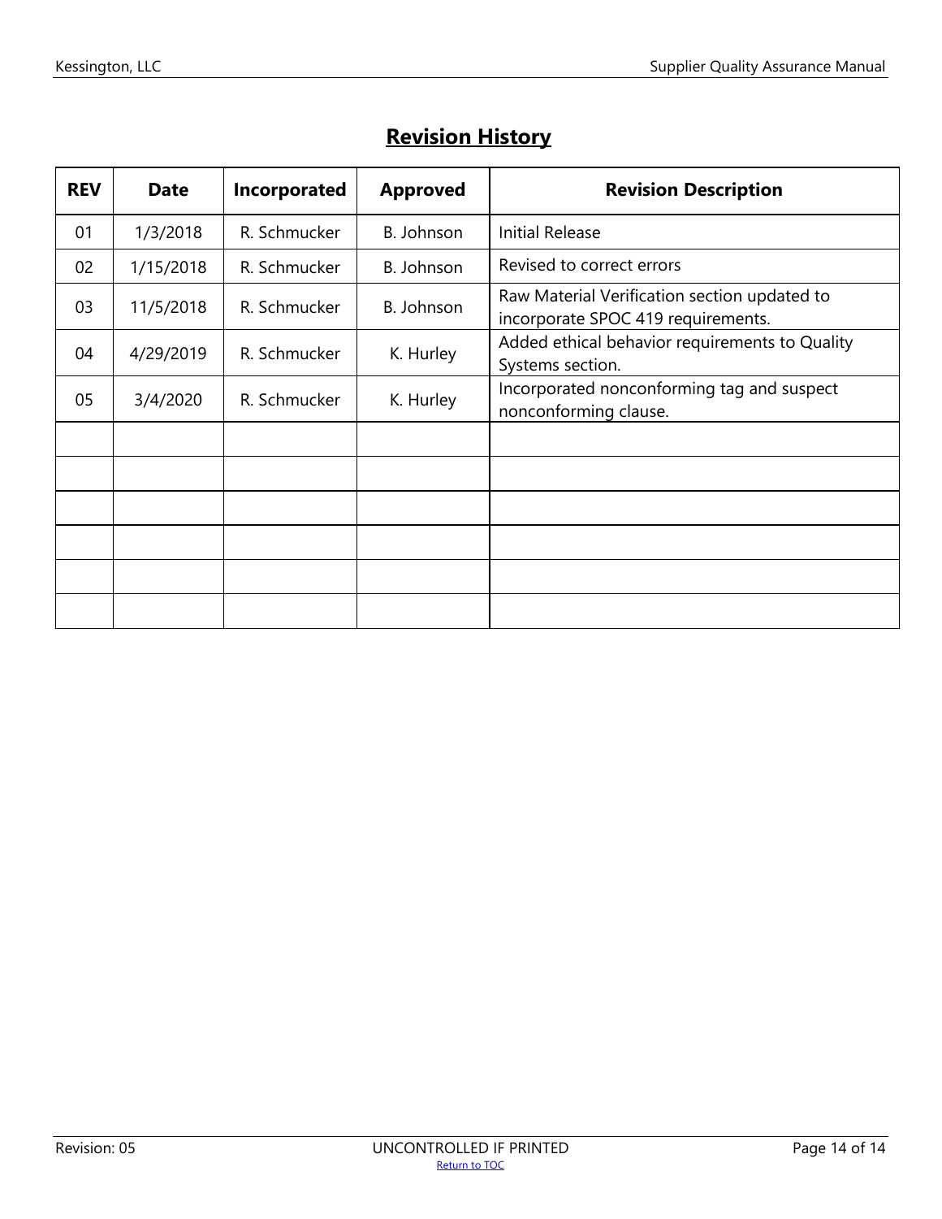## Revision History

| REV | Date | Incorporated | Approved | Revision Description |
|---|---|---|---|---|
| 01 | 1/3/2018 | R. Schmucker | B. Johnson | Initial Release |
| 02 | 1/15/2018 | R. Schmucker | B. Johnson | Revised to correct errors |
| 03 | 11/5/2018 | R. Schmucker | B. Johnson | Raw Material Verification section updated to incorporate SPOC 419 requirements. |
| 04 | 4/29/2019 | R. Schmucker | K. Hurley | Added ethical behavior requirements to Quality Systems section. |
| 05 | 3/4/2020 | R. Schmucker | K. Hurley | Incorporated nonconforming tag and suspect nonconforming clause. |
| | | | | |
| | | | | |
| | | | | |
| | | | | |
| | | | | |
| | | | | |